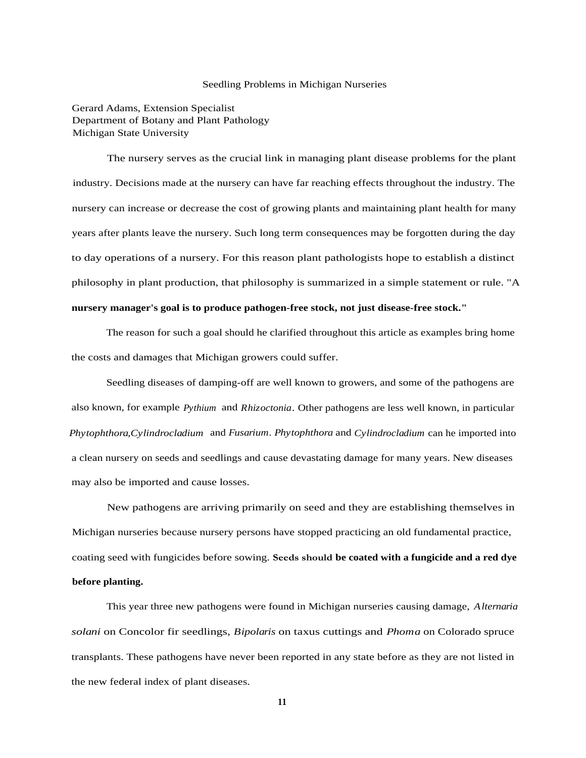# Seedling Problems in Michigan Nurseries

Gerard Adams, Extension Specialist
Department of Botany and Plant Pathology
Michigan State University

The nursery serves as the crucial link in managing plant disease problems for the plant industry. Decisions made at the nursery can have far reaching effects throughout the industry. The nursery can increase or decrease the cost of growing plants and maintaining plant health for many years after plants leave the nursery. Such long term consequences may be forgotten during the day to day operations of a nursery. For this reason plant pathologists hope to establish a distinct philosophy in plant production, that philosophy is summarized in a simple statement or rule. "A **nursery manager's goal is to produce pathogen-free stock, not just disease-free stock."**

The reason for such a goal should he clarified throughout this article as examples bring home the costs and damages that Michigan growers could suffer.

Seedling diseases of damping-off are well known to growers, and some of the pathogens are also known, for example *Pythium* and *Rhizoctonia*. Other pathogens are less well known, in particular *Phytophthora,Cylindrocladium* and *Fusarium*. *Phytophthora* and *Cylindrocladium* can he imported into a clean nursery on seeds and seedlings and cause devastating damage for many years. New diseases may also be imported and cause losses.

New pathogens are arriving primarily on seed and they are establishing themselves in Michigan nurseries because nursery persons have stopped practicing an old fundamental practice, coating seed with fungicides before sowing. **Seeds should be coated with a fungicide and a red dye before planting.**

This year three new pathogens were found in Michigan nurseries causing damage, *Alternaria solani* on Concolor fir seedlings, *Bipolaris* on taxus cuttings and *Phoma* on Colorado spruce transplants. These pathogens have never been reported in any state before as they are not listed in the new federal index of plant diseases.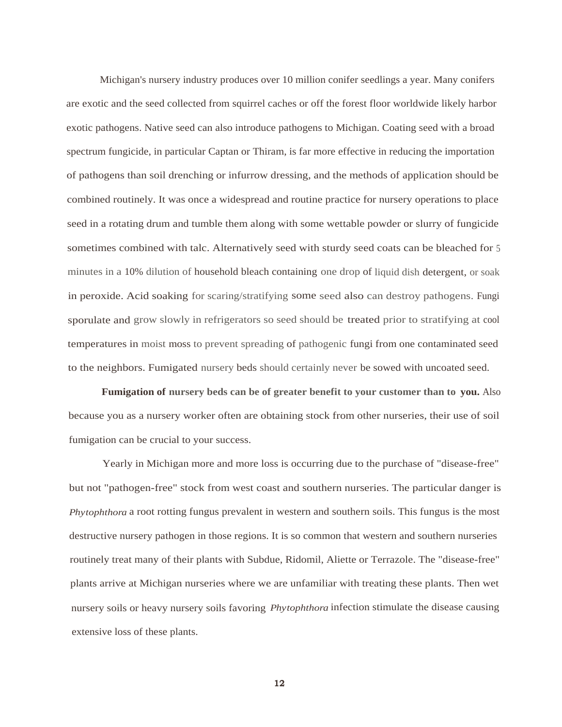Michigan's nursery industry produces over 10 million conifer seedlings a year. Many conifers are exotic and the seed collected from squirrel caches or off the forest floor worldwide likely harbor exotic pathogens. Native seed can also introduce pathogens to Michigan. Coating seed with a broad spectrum fungicide, in particular Captan or Thiram, is far more effective in reducing the importation of pathogens than soil drenching or infurrow dressing, and the methods of application should be combined routinely. It was once a widespread and routine practice for nursery operations to place seed in a rotating drum and tumble them along with some wettable powder or slurry of fungicide sometimes combined with talc. Alternatively seed with sturdy seed coats can be bleached for 5 minutes in a 10% dilution of household bleach containing one drop of liquid dish detergent, or soak in peroxide. Acid soaking for scaring/stratifying some seed also can destroy pathogens. Fungi sporulate and grow slowly in refrigerators so seed should be treated prior to stratifying at cool temperatures in moist moss to prevent spreading of pathogenic fungi from one contaminated seed to the neighbors. Fumigated nursery beds should certainly never be sowed with uncoated seed.

**Fumigation of nursery beds can be of greater benefit to your customer than to you.** Also because you as a nursery worker often are obtaining stock from other nurseries, their use of soil fumigation can be crucial to your success.

Yearly in Michigan more and more loss is occurring due to the purchase of "disease-free" but not "pathogen-free" stock from west coast and southern nurseries. The particular danger is *Phytophthora* a root rotting fungus prevalent in western and southern soils. This fungus is the most destructive nursery pathogen in those regions. It is so common that western and southern nurseries routinely treat many of their plants with Subdue, Ridomil, Aliette or Terrazole. The "disease-free" plants arrive at Michigan nurseries where we are unfamiliar with treating these plants. Then wet nursery soils or heavy nursery soils favoring *Phytophthora* infection stimulate the disease causing extensive loss of these plants.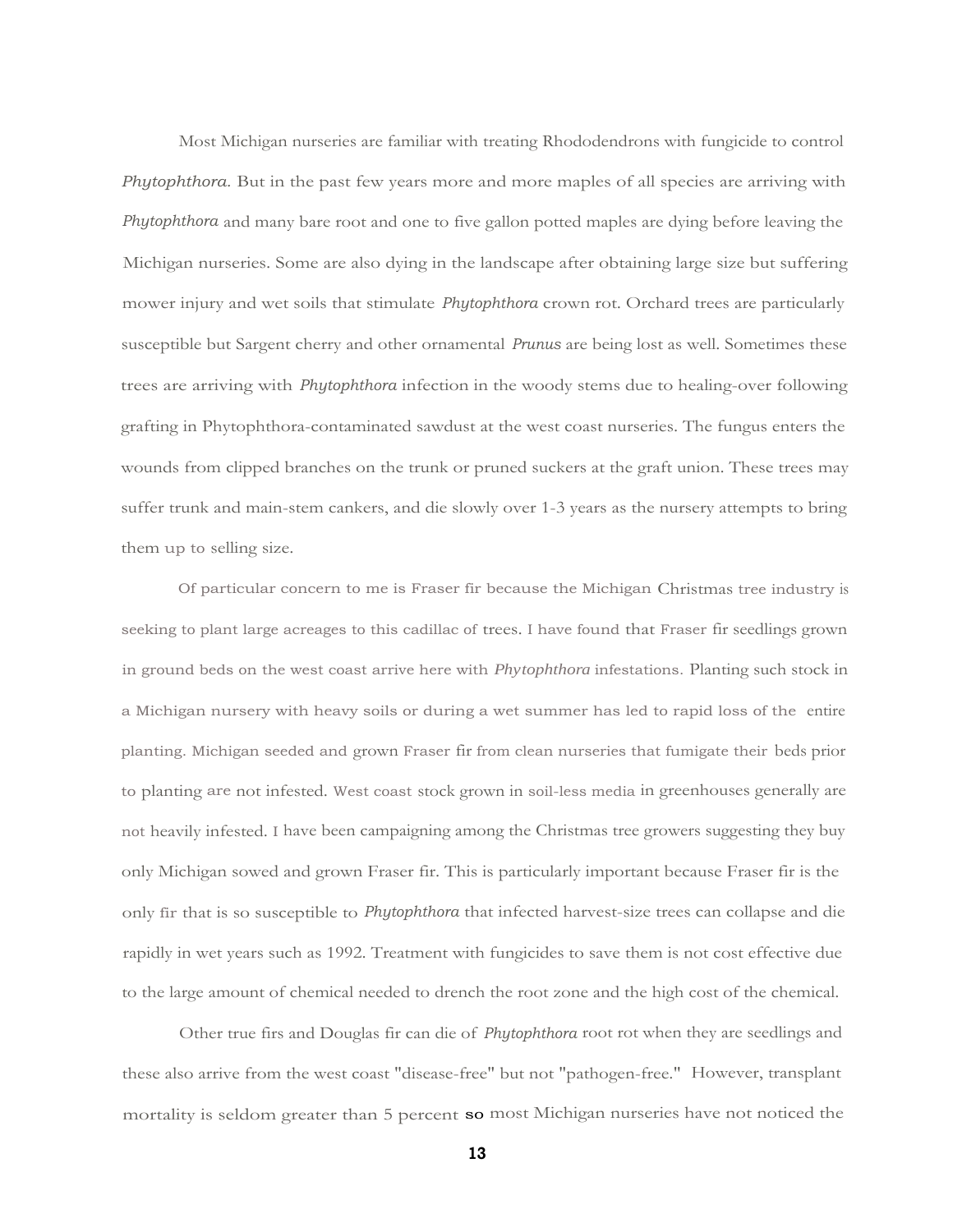Most Michigan nurseries are familiar with treating Rhododendrons with fungicide to control *Phytophthora.* But in the past few years more and more maples of all species are arriving with *Phytophthora* and many bare root and one to five gallon potted maples are dying before leaving the Michigan nurseries. Some are also dying in the landscape after obtaining large size but suffering mower injury and wet soils that stimulate *Phytophthora* crown rot. Orchard trees are particularly susceptible but Sargent cherry and other ornamental *Prunus* are being lost as well. Sometimes these trees are arriving with *Phytophthora* infection in the woody stems due to healing-over following grafting in Phytophthora-contaminated sawdust at the west coast nurseries. The fungus enters the wounds from clipped branches on the trunk or pruned suckers at the graft union. These trees may suffer trunk and main-stem cankers, and die slowly over 1-3 years as the nursery attempts to bring them up to selling size.

Of particular concern to me is Fraser fir because the Michigan Christmas tree industry is seeking to plant large acreages to this cadillac of trees. I have found that Fraser fir seedlings grown in ground beds on the west coast arrive here with *Phytophthora* infestations. Planting such stock in a Michigan nursery with heavy soils or during a wet summer has led to rapid loss of the entire planting. Michigan seeded and grown Fraser fir from clean nurseries that fumigate their beds prior to planting are not infested. West coast stock grown in soil-less media in greenhouses generally are not heavily infested. I have been campaigning among the Christmas tree growers suggesting they buy only Michigan sowed and grown Fraser fir. This is particularly important because Fraser fir is the only fir that is so susceptible to *Phytophthora* that infected harvest-size trees can collapse and die rapidly in wet years such as 1992. Treatment with fungicides to save them is not cost effective due to the large amount of chemical needed to drench the root zone and the high cost of the chemical.

Other true firs and Douglas fir can die of *Phytophthora* root rot when they are seedlings and these also arrive from the west coast "disease-free" but not "pathogen-free." However, transplant mortality is seldom greater than 5 percent so most Michigan nurseries have not noticed the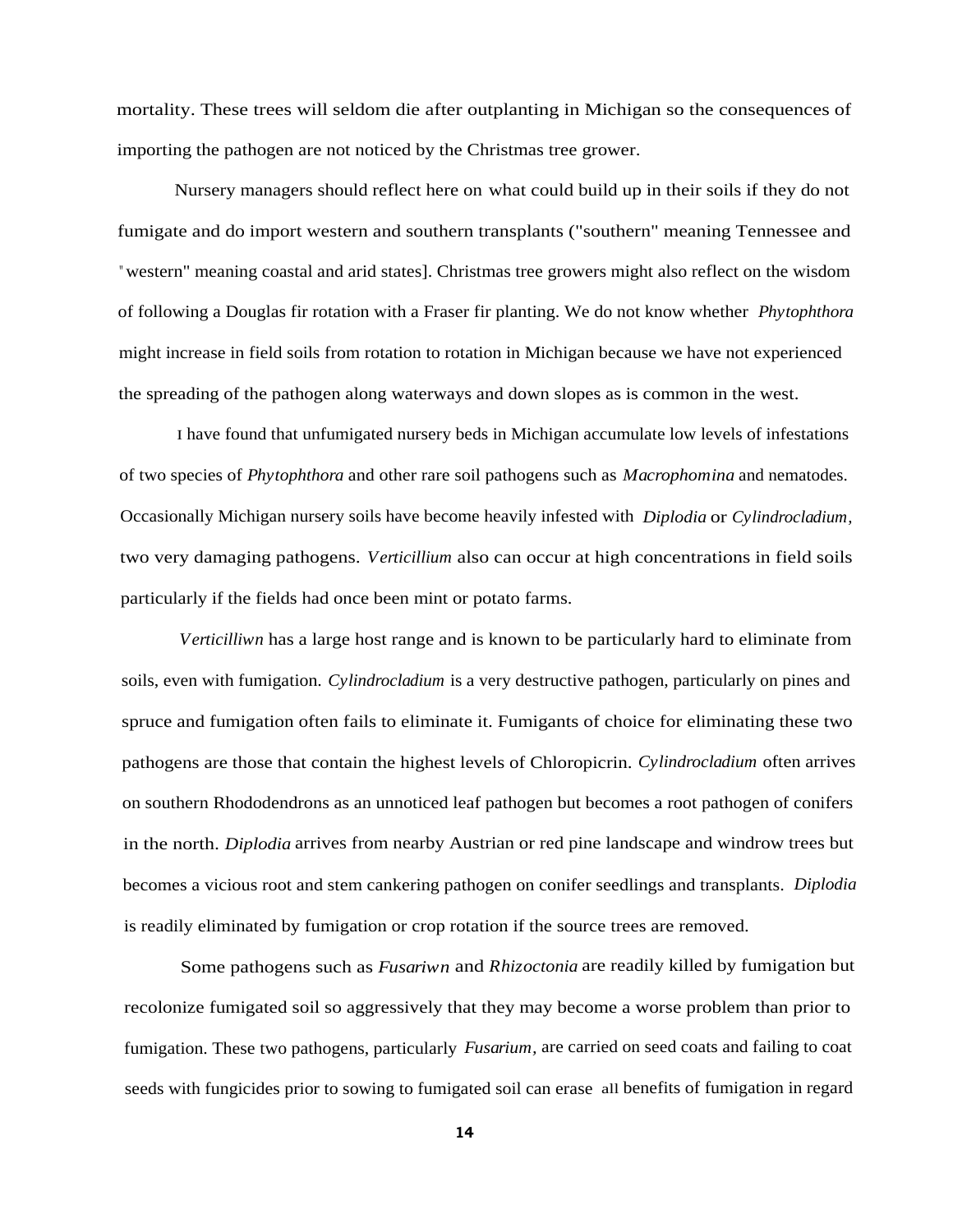mortality. These trees will seldom die after outplanting in Michigan so the consequences of importing the pathogen are not noticed by the Christmas tree grower.

Nursery managers should reflect here on what could build up in their soils if they do not fumigate and do import western and southern transplants ("southern" meaning Tennessee and "western" meaning coastal and arid states]. Christmas tree growers might also reflect on the wisdom of following a Douglas fir rotation with a Fraser fir planting. We do not know whether *Phytophthora* might increase in field soils from rotation to rotation in Michigan because we have not experienced the spreading of the pathogen along waterways and down slopes as is common in the west.

I have found that unfumigated nursery beds in Michigan accumulate low levels of infestations of two species of *Phytophthora* and other rare soil pathogens such as *Macrophomina* and nematodes. Occasionally Michigan nursery soils have become heavily infested with *Diplodia* or *Cylindrocladium*, two very damaging pathogens. *Verticillium* also can occur at high concentrations in field soils particularly if the fields had once been mint or potato farms.

*Verticilliwn* has a large host range and is known to be particularly hard to eliminate from soils, even with fumigation. *Cylindrocladium* is a very destructive pathogen, particularly on pines and spruce and fumigation often fails to eliminate it. Fumigants of choice for eliminating these two pathogens are those that contain the highest levels of Chloropicrin. *Cylindrocladium* often arrives on southern Rhododendrons as an unnoticed leaf pathogen but becomes a root pathogen of conifers in the north. *Diplodia* arrives from nearby Austrian or red pine landscape and windrow trees but becomes a vicious root and stem cankering pathogen on conifer seedlings and transplants. *Diplodia* is readily eliminated by fumigation or crop rotation if the source trees are removed.

Some pathogens such as *Fusariwn* and *Rhizoctonia* are readily killed by fumigation but recolonize fumigated soil so aggressively that they may become a worse problem than prior to fumigation. These two pathogens, particularly *Fusarium*, are carried on seed coats and failing to coat seeds with fungicides prior to sowing to fumigated soil can erase all benefits of fumigation in regard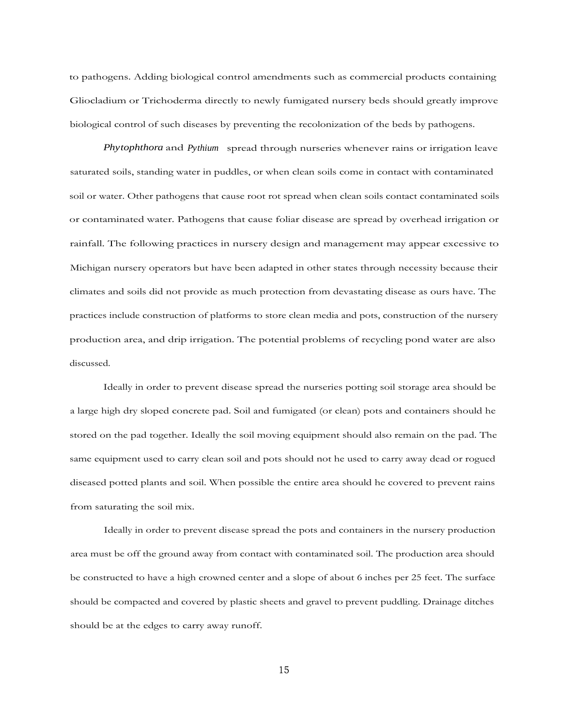to pathogens. Adding biological control amendments such as commercial products containing Gliocladium or Trichoderma directly to newly fumigated nursery beds should greatly improve biological control of such diseases by preventing the recolonization of the beds by pathogens.

*Phytophthora* and *Pythium* spread through nurseries whenever rains or irrigation leave saturated soils, standing water in puddles, or when clean soils come in contact with contaminated soil or water. Other pathogens that cause root rot spread when clean soils contact contaminated soils or contaminated water. Pathogens that cause foliar disease are spread by overhead irrigation or rainfall. The following practices in nursery design and management may appear excessive to Michigan nursery operators but have been adapted in other states through necessity because their climates and soils did not provide as much protection from devastating disease as ours have. The practices include construction of platforms to store clean media and pots, construction of the nursery production area, and drip irrigation. The potential problems of recycling pond water are also discussed.

Ideally in order to prevent disease spread the nurseries potting soil storage area should be a large high dry sloped concrete pad. Soil and fumigated (or clean) pots and containers should he stored on the pad together. Ideally the soil moving equipment should also remain on the pad. The same equipment used to carry clean soil and pots should not he used to carry away dead or rogued diseased potted plants and soil. When possible the entire area should he covered to prevent rains from saturating the soil mix.

Ideally in order to prevent disease spread the pots and containers in the nursery production area must be off the ground away from contact with contaminated soil. The production area should be constructed to have a high crowned center and a slope of about 6 inches per 25 feet. The surface should be compacted and covered by plastic sheets and gravel to prevent puddling. Drainage ditches should be at the edges to carry away runoff.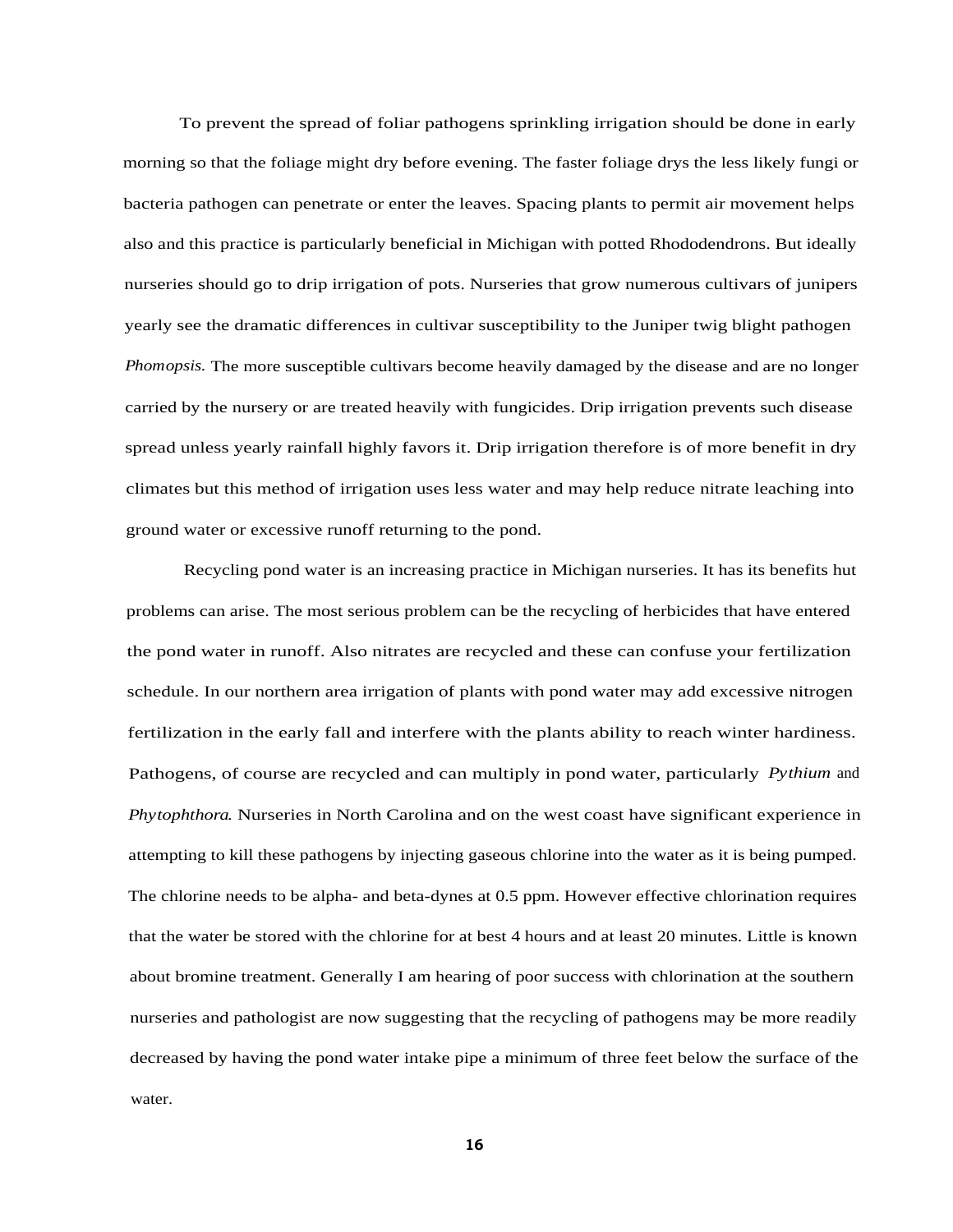To prevent the spread of foliar pathogens sprinkling irrigation should be done in early morning so that the foliage might dry before evening. The faster foliage drys the less likely fungi or bacteria pathogen can penetrate or enter the leaves. Spacing plants to permit air movement helps also and this practice is particularly beneficial in Michigan with potted Rhododendrons. But ideally nurseries should go to drip irrigation of pots. Nurseries that grow numerous cultivars of junipers yearly see the dramatic differences in cultivar susceptibility to the Juniper twig blight pathogen *Phomopsis.* The more susceptible cultivars become heavily damaged by the disease and are no longer carried by the nursery or are treated heavily with fungicides. Drip irrigation prevents such disease spread unless yearly rainfall highly favors it. Drip irrigation therefore is of more benefit in dry climates but this method of irrigation uses less water and may help reduce nitrate leaching into ground water or excessive runoff returning to the pond.

Recycling pond water is an increasing practice in Michigan nurseries. It has its benefits hut problems can arise. The most serious problem can be the recycling of herbicides that have entered the pond water in runoff. Also nitrates are recycled and these can confuse your fertilization schedule. In our northern area irrigation of plants with pond water may add excessive nitrogen fertilization in the early fall and interfere with the plants ability to reach winter hardiness. Pathogens, of course are recycled and can multiply in pond water, particularly *Pythium* and *Phytophthora.* Nurseries in North Carolina and on the west coast have significant experience in attempting to kill these pathogens by injecting gaseous chlorine into the water as it is being pumped. The chlorine needs to be alpha- and beta-dynes at 0.5 ppm. However effective chlorination requires that the water be stored with the chlorine for at best 4 hours and at least 20 minutes. Little is known about bromine treatment. Generally I am hearing of poor success with chlorination at the southern nurseries and pathologist are now suggesting that the recycling of pathogens may be more readily decreased by having the pond water intake pipe a minimum of three feet below the surface of the water.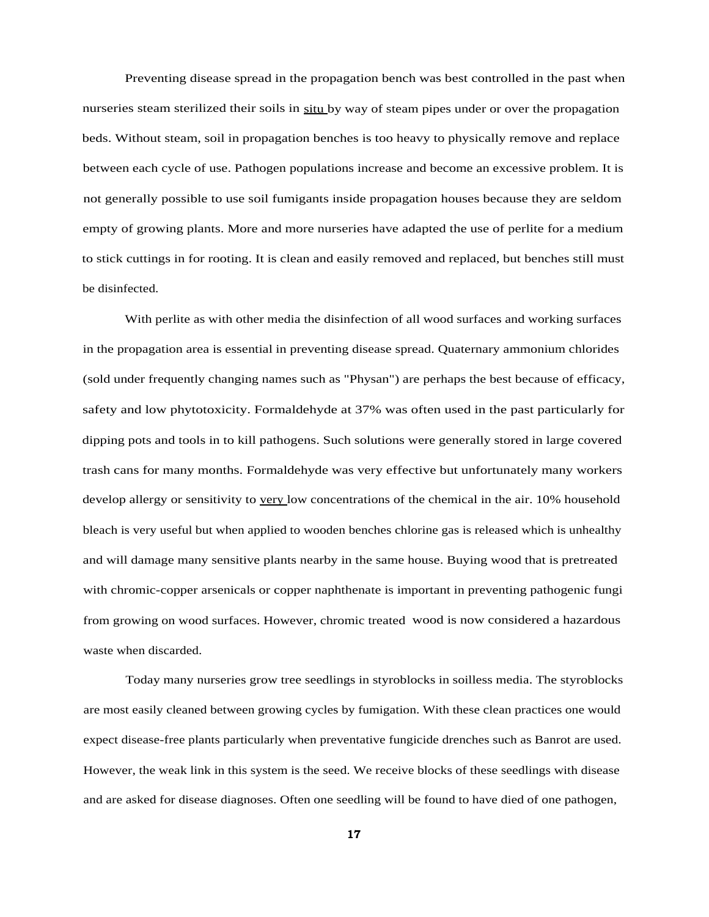Preventing disease spread in the propagation bench was best controlled in the past when nurseries steam sterilized their soils in situ by way of steam pipes under or over the propagation beds. Without steam, soil in propagation benches is too heavy to physically remove and replace between each cycle of use. Pathogen populations increase and become an excessive problem. It is not generally possible to use soil fumigants inside propagation houses because they are seldom empty of growing plants. More and more nurseries have adapted the use of perlite for a medium to stick cuttings in for rooting. It is clean and easily removed and replaced, but benches still must be disinfected.

With perlite as with other media the disinfection of all wood surfaces and working surfaces in the propagation area is essential in preventing disease spread. Quaternary ammonium chlorides (sold under frequently changing names such as "Physan") are perhaps the best because of efficacy, safety and low phytotoxicity. Formaldehyde at 37% was often used in the past particularly for dipping pots and tools in to kill pathogens. Such solutions were generally stored in large covered trash cans for many months. Formaldehyde was very effective but unfortunately many workers develop allergy or sensitivity to very low concentrations of the chemical in the air. 10% household bleach is very useful but when applied to wooden benches chlorine gas is released which is unhealthy and will damage many sensitive plants nearby in the same house. Buying wood that is pretreated with chromic-copper arsenicals or copper naphthenate is important in preventing pathogenic fungi from growing on wood surfaces. However, chromic treated wood is now considered a hazardous waste when discarded.

Today many nurseries grow tree seedlings in styroblocks in soilless media. The styroblocks are most easily cleaned between growing cycles by fumigation. With these clean practices one would expect disease-free plants particularly when preventative fungicide drenches such as Banrot are used. However, the weak link in this system is the seed. We receive blocks of these seedlings with disease and are asked for disease diagnoses. Often one seedling will be found to have died of one pathogen,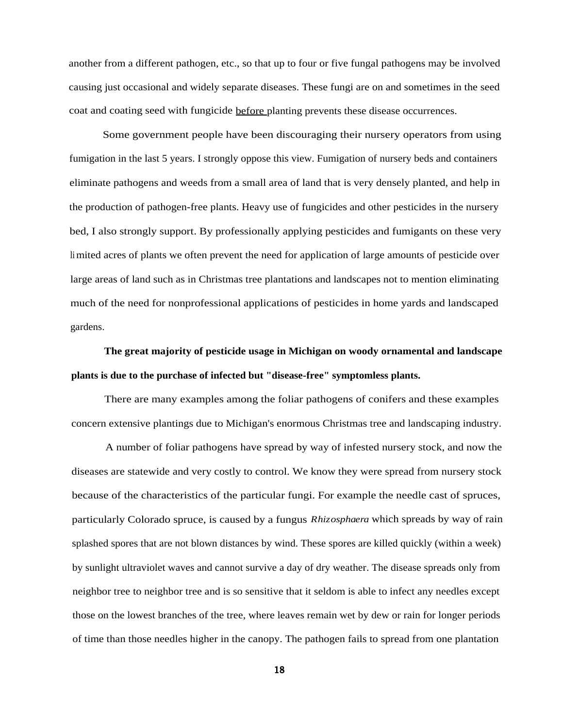another from a different pathogen, etc., so that up to four or five fungal pathogens may be involved causing just occasional and widely separate diseases. These fungi are on and sometimes in the seed coat and coating seed with fungicide <u>before</u> planting prevents these disease occurrences.

Some government people have been discouraging their nursery operators from using fumigation in the last 5 years. I strongly oppose this view. Fumigation of nursery beds and containers eliminate pathogens and weeds from a small area of land that is very densely planted, and help in the production of pathogen-free plants. Heavy use of fungicides and other pesticides in the nursery bed, I also strongly support. By professionally applying pesticides and fumigants on these very limited acres of plants we often prevent the need for application of large amounts of pesticide over large areas of land such as in Christmas tree plantations and landscapes not to mention eliminating much of the need for nonprofessional applications of pesticides in home yards and landscaped gardens.

**The great majority of pesticide usage in Michigan on woody ornamental and landscape plants is due to the purchase of infected but "disease-free" symptomless plants.**

There are many examples among the foliar pathogens of conifers and these examples concern extensive plantings due to Michigan's enormous Christmas tree and landscaping industry.

A number of foliar pathogens have spread by way of infested nursery stock, and now the diseases are statewide and very costly to control. We know they were spread from nursery stock because of the characteristics of the particular fungi. For example the needle cast of spruces, particularly Colorado spruce, is caused by a fungus *Rhizosphaera* which spreads by way of rain splashed spores that are not blown distances by wind. These spores are killed quickly (within a week) by sunlight ultraviolet waves and cannot survive a day of dry weather. The disease spreads only from neighbor tree to neighbor tree and is so sensitive that it seldom is able to infect any needles except those on the lowest branches of the tree, where leaves remain wet by dew or rain for longer periods of time than those needles higher in the canopy. The pathogen fails to spread from one plantation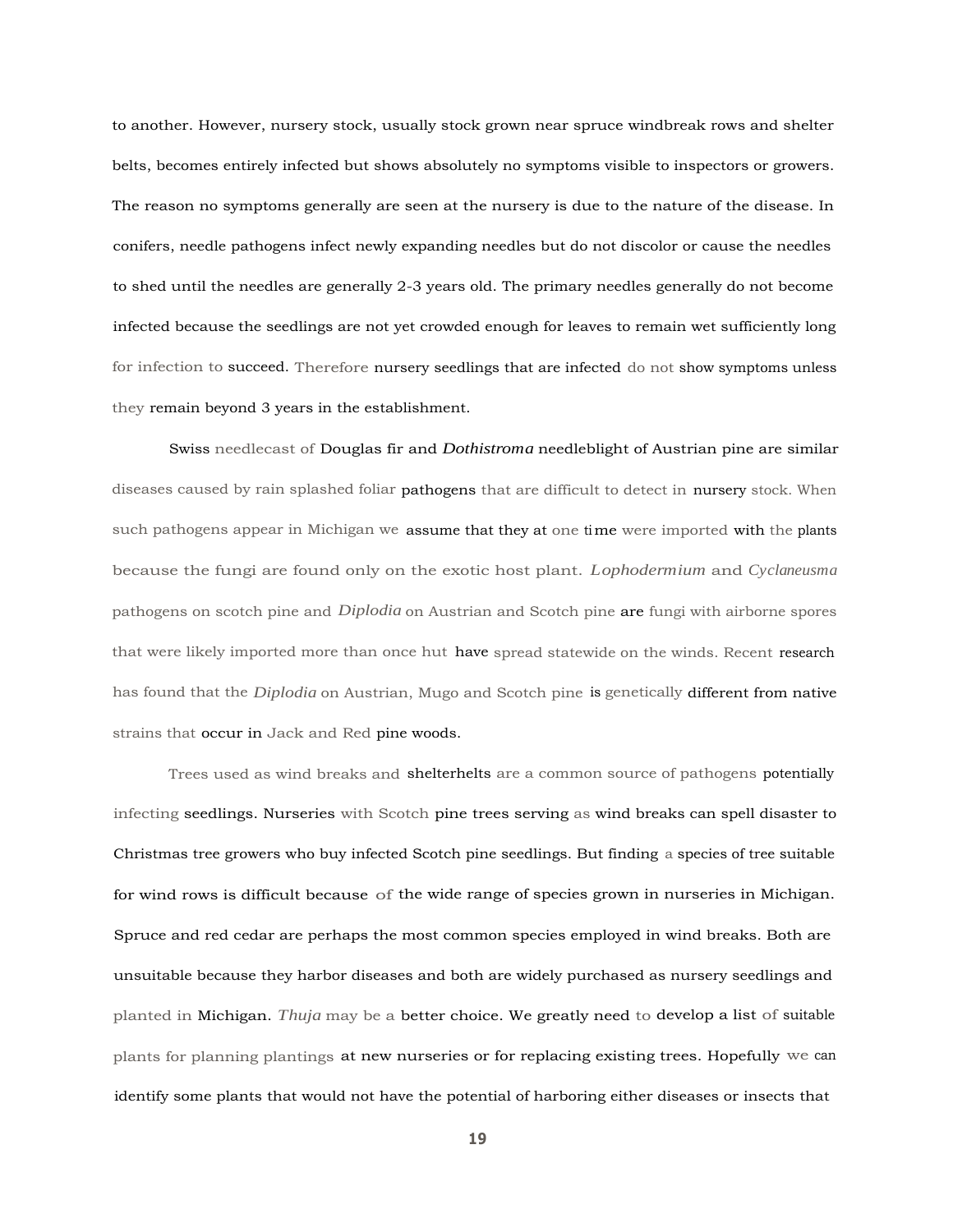to another. However, nursery stock, usually stock grown near spruce windbreak rows and shelter belts, becomes entirely infected but shows absolutely no symptoms visible to inspectors or growers. The reason no symptoms generally are seen at the nursery is due to the nature of the disease. In conifers, needle pathogens infect newly expanding needles but do not discolor or cause the needles to shed until the needles are generally 2-3 years old. The primary needles generally do not become infected because the seedlings are not yet crowded enough for leaves to remain wet sufficiently long for infection to succeed. Therefore nursery seedlings that are infected do not show symptoms unless they remain beyond 3 years in the establishment.

Swiss needlecast of Douglas fir and *Dothistroma* needleblight of Austrian pine are similar diseases caused by rain splashed foliar pathogens that are difficult to detect in nursery stock. When such pathogens appear in Michigan we assume that they at one time were imported with the plants because the fungi are found only on the exotic host plant. *Lophodermium* and *Cyclaneusma* pathogens on scotch pine and *Diplodia* on Austrian and Scotch pine are fungi with airborne spores that were likely imported more than once hut have spread statewide on the winds. Recent research has found that the *Diplodia* on Austrian, Mugo and Scotch pine is genetically different from native strains that occur in Jack and Red pine woods.

Trees used as wind breaks and shelterhelts are a common source of pathogens potentially infecting seedlings. Nurseries with Scotch pine trees serving as wind breaks can spell disaster to Christmas tree growers who buy infected Scotch pine seedlings. But finding a species of tree suitable for wind rows is difficult because of the wide range of species grown in nurseries in Michigan. Spruce and red cedar are perhaps the most common species employed in wind breaks. Both are unsuitable because they harbor diseases and both are widely purchased as nursery seedlings and planted in Michigan. *Thuja* may be a better choice. We greatly need to develop a list of suitable plants for planning plantings at new nurseries or for replacing existing trees. Hopefully we can identify some plants that would not have the potential of harboring either diseases or insects that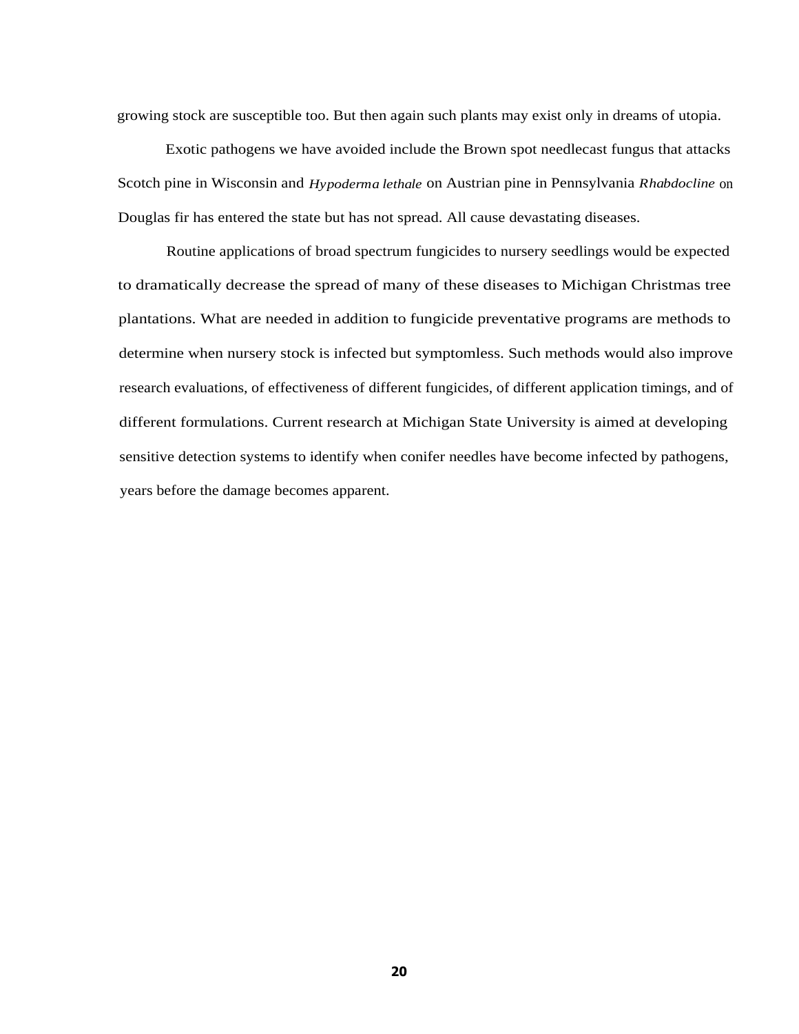growing stock are susceptible too. But then again such plants may exist only in dreams of utopia.

Exotic pathogens we have avoided include the Brown spot needlecast fungus that attacks Scotch pine in Wisconsin and *Hypoderma lethale* on Austrian pine in Pennsylvania *Rhabdocline* on Douglas fir has entered the state but has not spread. All cause devastating diseases.

Routine applications of broad spectrum fungicides to nursery seedlings would be expected to dramatically decrease the spread of many of these diseases to Michigan Christmas tree plantations. What are needed in addition to fungicide preventative programs are methods to determine when nursery stock is infected but symptomless. Such methods would also improve research evaluations, of effectiveness of different fungicides, of different application timings, and of different formulations. Current research at Michigan State University is aimed at developing sensitive detection systems to identify when conifer needles have become infected by pathogens, years before the damage becomes apparent.